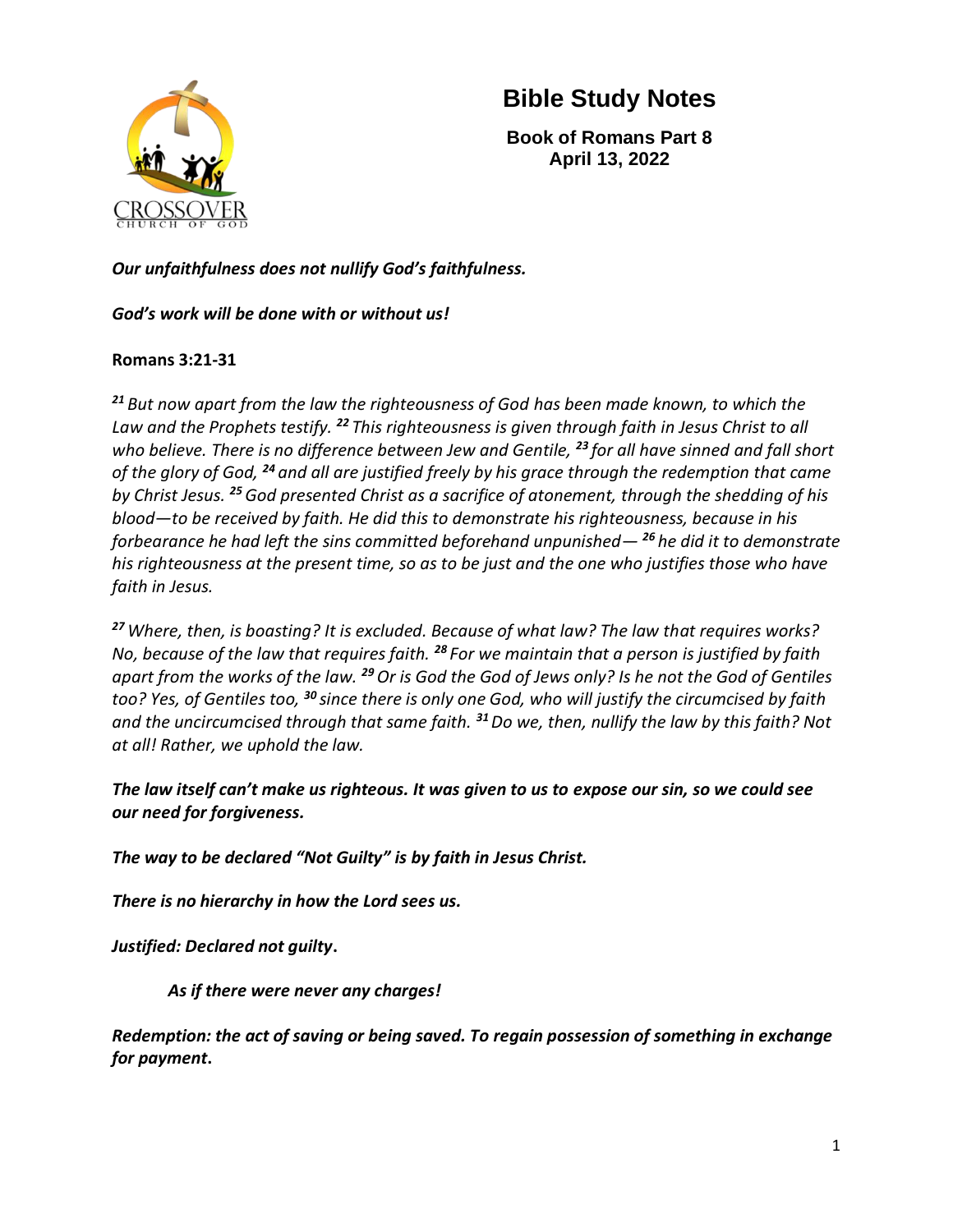# Bible Study Notes

**Book of Romans Part 8**
**April 13, 2022**

***Our unfaithfulness does not nullify God's faithfulness.***

***God's work will be done with or without us!***

**Romans 3:21-31**

*[21] But now apart from the law the righteousness of God has been made known, to which the Law and the Prophets testify. [22] This righteousness is given through faith in Jesus Christ to all who believe. There is no difference between Jew and Gentile, [23] for all have sinned and fall short of the glory of God, [24] and all are justified freely by his grace through the redemption that came by Christ Jesus. [25] God presented Christ as a sacrifice of atonement, through the shedding of his blood—to be received by faith. He did this to demonstrate his righteousness, because in his forbearance he had left the sins committed beforehand unpunished— [26] he did it to demonstrate his righteousness at the present time, so as to be just and the one who justifies those who have faith in Jesus.*

*[27] Where, then, is boasting? It is excluded. Because of what law? The law that requires works? No, because of the law that requires faith. [28] For we maintain that a person is justified by faith apart from the works of the law. [29] Or is God the God of Jews only? Is he not the God of Gentiles too? Yes, of Gentiles too, [30] since there is only one God, who will justify the circumcised by faith and the uncircumcised through that same faith. [31] Do we, then, nullify the law by this faith? Not at all! Rather, we uphold the law.*

***The law itself can't make us righteous. It was given to us to expose our sin, so we could see our need for forgiveness.***

***The way to be declared "Not Guilty" is by faith in Jesus Christ.***

***There is no hierarchy in how the Lord sees us.***

***Justified: Declared not guilty.***

> ***As if there were never any charges!***

***Redemption: the act of saving or being saved. To regain possession of something in exchange for payment.***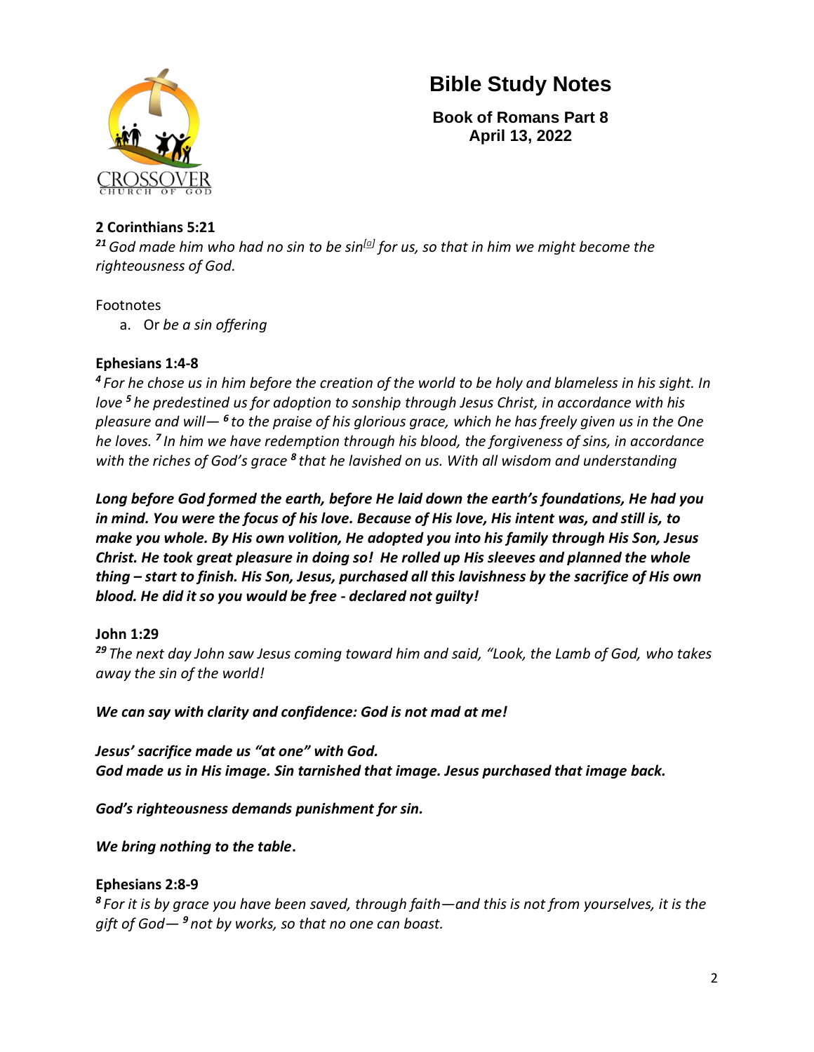# Bible Study Notes

**Book of Romans Part 8**
**April 13, 2022**

**2 Corinthians 5:21**

*[21] God made him who had no sin to be sin[a] for us, so that in him we might become the righteousness of God.*

Footnotes

a. Or *be a sin offering*

**Ephesians 1:4-8**

*[4] For he chose us in him before the creation of the world to be holy and blameless in his sight. In love [5] he predestined us for adoption to sonship through Jesus Christ, in accordance with his pleasure and will— [6] to the praise of his glorious grace, which he has freely given us in the One he loves. [7] In him we have redemption through his blood, the forgiveness of sins, in accordance with the riches of God's grace [8] that he lavished on us. With all wisdom and understanding*

***Long before God formed the earth, before He laid down the earth's foundations, He had you in mind. You were the focus of his love. Because of His love, His intent was, and still is, to make you whole. By His own volition, He adopted you into his family through His Son, Jesus Christ. He took great pleasure in doing so! He rolled up His sleeves and planned the whole thing – start to finish. His Son, Jesus, purchased all this lavishness by the sacrifice of His own blood. He did it so you would be free - declared not guilty!***

**John 1:29**

*[29] The next day John saw Jesus coming toward him and said, "Look, the Lamb of God, who takes away the sin of the world!*

***We can say with clarity and confidence: God is not mad at me!***

***Jesus' sacrifice made us "at one" with God.***
***God made us in His image. Sin tarnished that image. Jesus purchased that image back.***

***God's righteousness demands punishment for sin.***

***We bring nothing to the table*.**

**Ephesians 2:8-9**

*[8] For it is by grace you have been saved, through faith—and this is not from yourselves, it is the gift of God— [9] not by works, so that no one can boast.*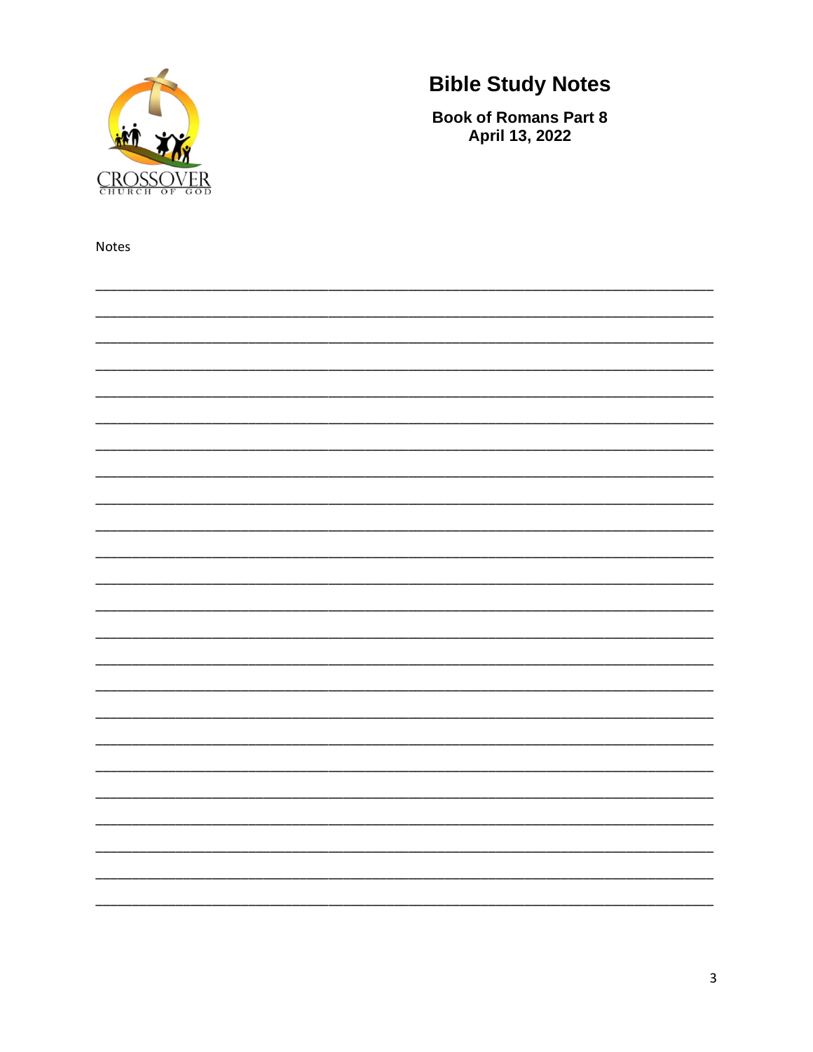CROSSOVER
CHURCH OF GOD

# Bible Study Notes

**Book of Romans Part 8**
**April 13, 2022**

Notes

_______________________________________________________________________________

_______________________________________________________________________________

_______________________________________________________________________________

_______________________________________________________________________________

_______________________________________________________________________________

_______________________________________________________________________________

_______________________________________________________________________________

_______________________________________________________________________________

_______________________________________________________________________________

_______________________________________________________________________________

_______________________________________________________________________________

_______________________________________________________________________________

_______________________________________________________________________________

_______________________________________________________________________________

_______________________________________________________________________________

_______________________________________________________________________________

_______________________________________________________________________________

_______________________________________________________________________________

_______________________________________________________________________________

_______________________________________________________________________________

_______________________________________________________________________________

_______________________________________________________________________________

_______________________________________________________________________________

_______________________________________________________________________________

_______________________________________________________________________________

_______________________________________________________________________________

_______________________________________________________________________________

_______________________________________________________________________________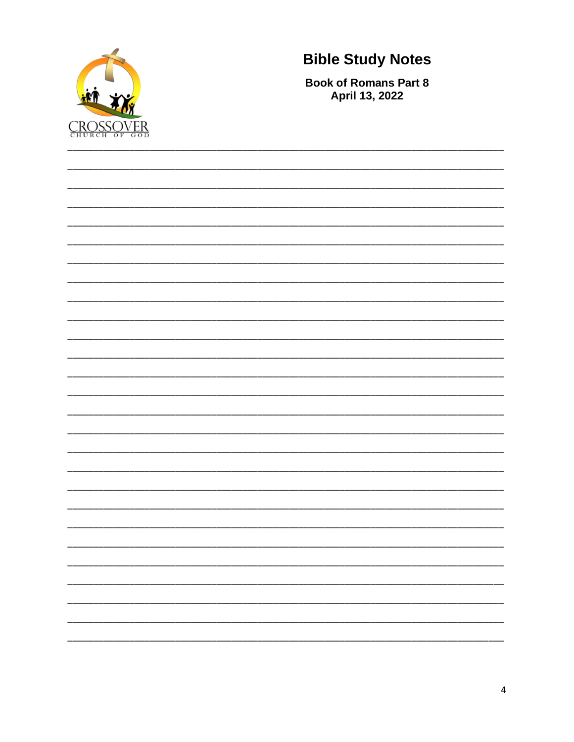# Bible Study Notes

**Book of Romans Part 8**
**April 13, 2022**

CROSSOVER
CHURCH OF GOD

___________________________________________________________________________

___________________________________________________________________________

___________________________________________________________________________

___________________________________________________________________________

___________________________________________________________________________

___________________________________________________________________________

___________________________________________________________________________

___________________________________________________________________________

___________________________________________________________________________

___________________________________________________________________________

___________________________________________________________________________

___________________________________________________________________________

___________________________________________________________________________

___________________________________________________________________________

___________________________________________________________________________

___________________________________________________________________________

___________________________________________________________________________

___________________________________________________________________________

___________________________________________________________________________

___________________________________________________________________________

___________________________________________________________________________

___________________________________________________________________________

___________________________________________________________________________

___________________________________________________________________________

___________________________________________________________________________

___________________________________________________________________________

___________________________________________________________________________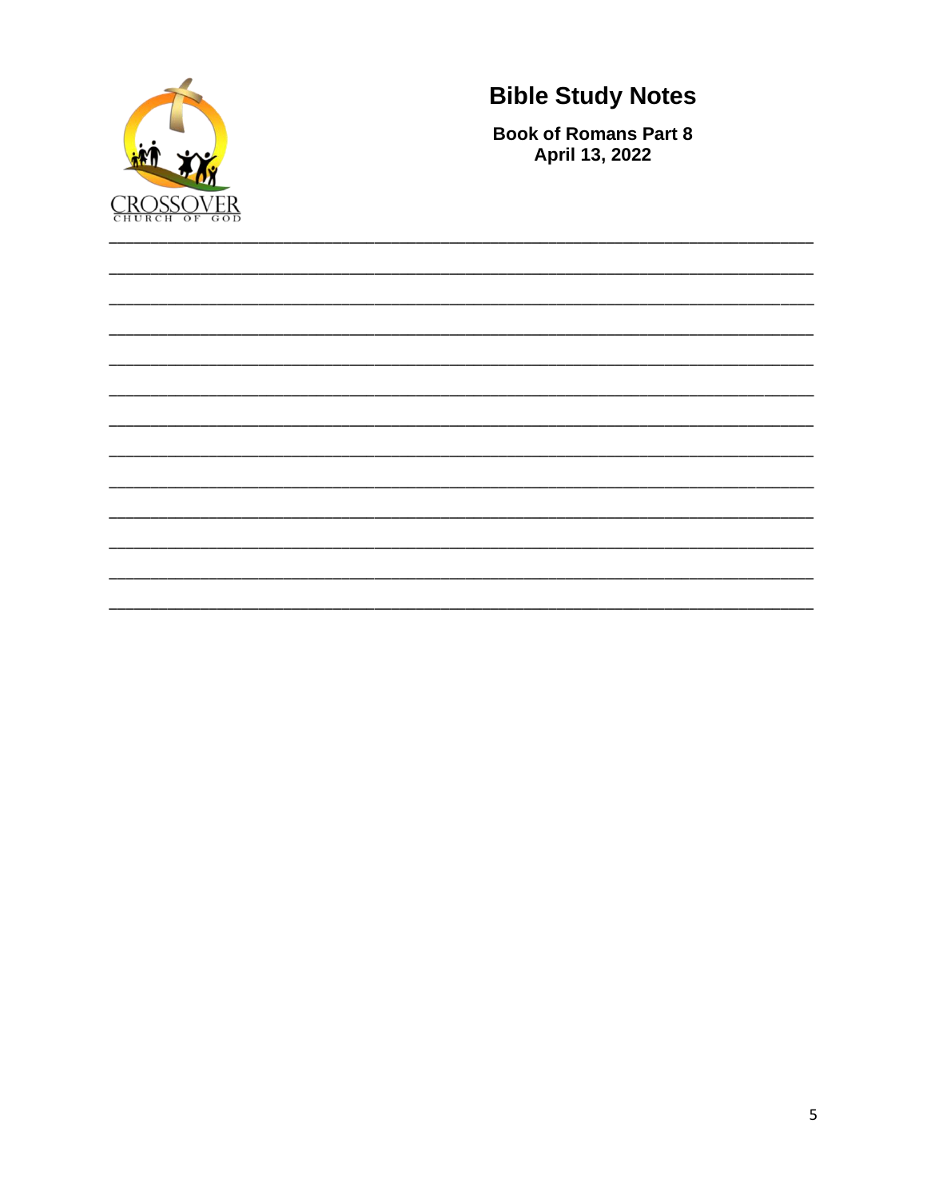CROSSOVER
CHURCH OF GOD

# Bible Study Notes

**Book of Romans Part 8**
**April 13, 2022**

_______________________________________________________________________________
_______________________________________________________________________________
_______________________________________________________________________________
_______________________________________________________________________________
_______________________________________________________________________________
_______________________________________________________________________________
_______________________________________________________________________________
_______________________________________________________________________________
_______________________________________________________________________________
_______________________________________________________________________________
_______________________________________________________________________________
_______________________________________________________________________________
_______________________________________________________________________________